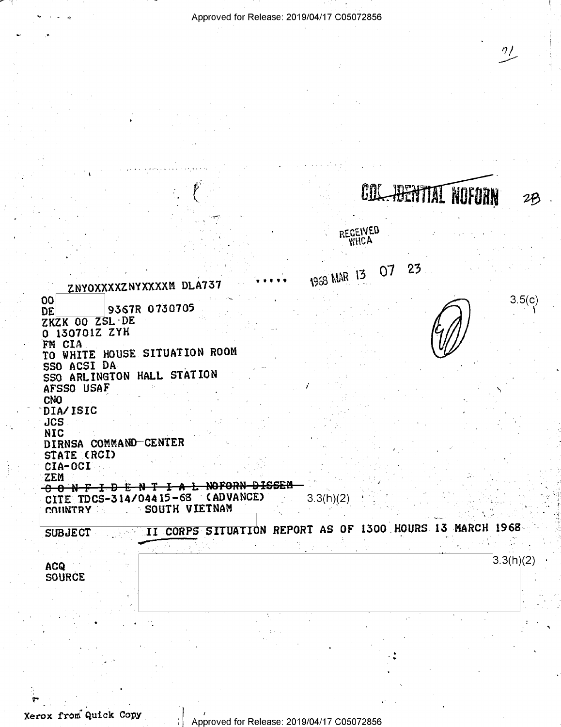CONFIDENTIAL NOFORN 2B

RECEIVED
WHCA

1968 MAR 13 07 23

ZNYOXXXXZNYXXXXM DLA737

3.5(c)

```
00
DE 9367R 0730705
ZKZK 00 ZSL DE
O 130701Z ZYH
FM CIA
TO WHITE HOUSE SITUATION ROOM
SSO ACSI DA
SSO ARLINGTON HALL STATION
AFSSO USAF
CNO
DIA/ISIC
JCS
NIC
DIRNSA COMMAND CENTER
STATE (RCI)
CIA-OCI
ZEM
```

~~C O N F I D E N T I A L NOFORN DISSEM~~

CITE TDCS-314/04415-68 (ADVANCE) 3.3(h)(2)

COUNTRY SOUTH VIETNAM

SUBJECT II CORPS SITUATION REPORT AS OF 1300 HOURS 13 MARCH 1968

ACQ
SOURCE

3.3(h)(2)

Xerox from Quick Copy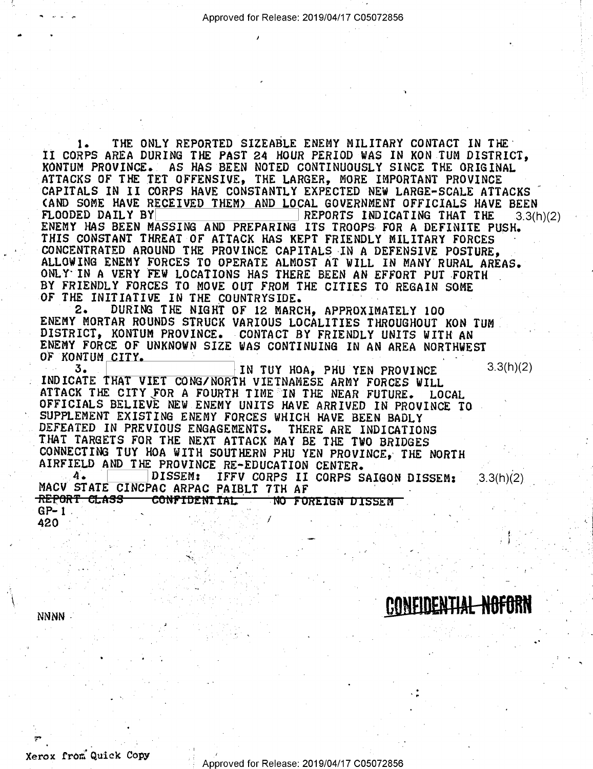1. THE ONLY REPORTED SIZEABLE ENEMY MILITARY CONTACT IN THE II CORPS AREA DURING THE PAST 24 HOUR PERIOD WAS IN KON TUM DISTRICT, KONTUM PROVINCE. AS HAS BEEN NOTED CONTINUOUSLY SINCE THE ORIGINAL ATTACKS OF THE TET OFFENSIVE, THE LARGER, MORE IMPORTANT PROVINCE CAPITALS IN II CORPS HAVE CONSTANTLY EXPECTED NEW LARGE-SCALE ATTACKS (AND SOME HAVE RECEIVED THEM) AND LOCAL GOVERNMENT OFFICIALS HAVE BEEN FLOODED DAILY BY [REDACTED] REPORTS INDICATING THAT THE ENEMY HAS BEEN MASSING AND PREPARING ITS TROOPS FOR A DEFINITE PUSH. THIS CONSTANT THREAT OF ATTACK HAS KEPT FRIENDLY MILITARY FORCES CONCENTRATED AROUND THE PROVINCE CAPITALS IN A DEFENSIVE POSTURE, ALLOWING ENEMY FORCES TO OPERATE ALMOST AT WILL IN MANY RURAL AREAS. ONLY IN A VERY FEW LOCATIONS HAS THERE BEEN AN EFFORT PUT FORTH BY FRIENDLY FORCES TO MOVE OUT FROM THE CITIES TO REGAIN SOME OF THE INITIATIVE IN THE COUNTRYSIDE. 3.3(h)(2)

2. DURING THE NIGHT OF 12 MARCH, APPROXIMATELY 100 ENEMY MORTAR ROUNDS STRUCK VARIOUS LOCALITIES THROUGHOUT KON TUM DISTRICT, KONTUM PROVINCE. CONTACT BY FRIENDLY UNITS WITH AN ENEMY FORCE OF UNKNOWN SIZE WAS CONTINUING IN AN AREA NORTHWEST OF KONTUM CITY.

3. [REDACTED] IN TUY HOA, PHU YEN PROVINCE INDICATE THAT VIET CONG/NORTH VIETNAMESE ARMY FORCES WILL ATTACK THE CITY FOR A FOURTH TIME IN THE NEAR FUTURE. LOCAL OFFICIALS BELIEVE NEW ENEMY UNITS HAVE ARRIVED IN PROVINCE TO SUPPLEMENT EXISTING ENEMY FORCES WHICH HAVE BEEN BADLY DEFEATED IN PREVIOUS ENGAGEMENTS. THERE ARE INDICATIONS THAT TARGETS FOR THE NEXT ATTACK MAY BE THE TWO BRIDGES CONNECTING TUY HOA WITH SOUTHERN PHU YEN PROVINCE, THE NORTH AIRFIELD AND THE PROVINCE RE-EDUCATION CENTER. 3.3(h)(2)

4. [REDACTED] DISSEM: IFFV CORPS II CORPS SAIGON DISSEM: MACV STATE CINCPAC ARPAC PAIBLT 7TH AF 3.3(h)(2)

~~REPORT CLASS CONFIDENTIAL NO FOREIGN DISSEM~~

GP-1

420

**CONFIDENTIAL ~~NOFORN~~**

NNNN

Xerox from Quick Copy